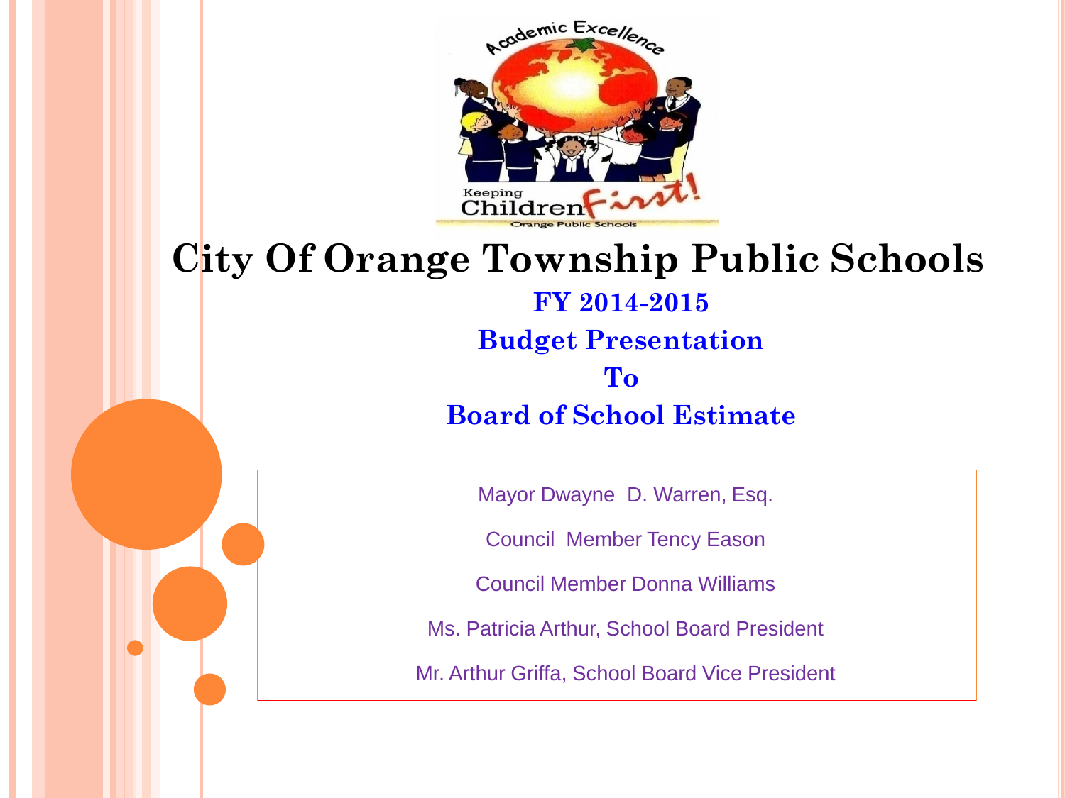# City Of Orange Township Public Schools

## FY 2014-2015

## Budget Presentation

## To

## Board of School Estimate

Mayor Dwayne D. Warren, Esq.

Council Member Tency Eason

Council Member Donna Williams

Ms. Patricia Arthur, School Board President

Mr. Arthur Griffa, School Board Vice President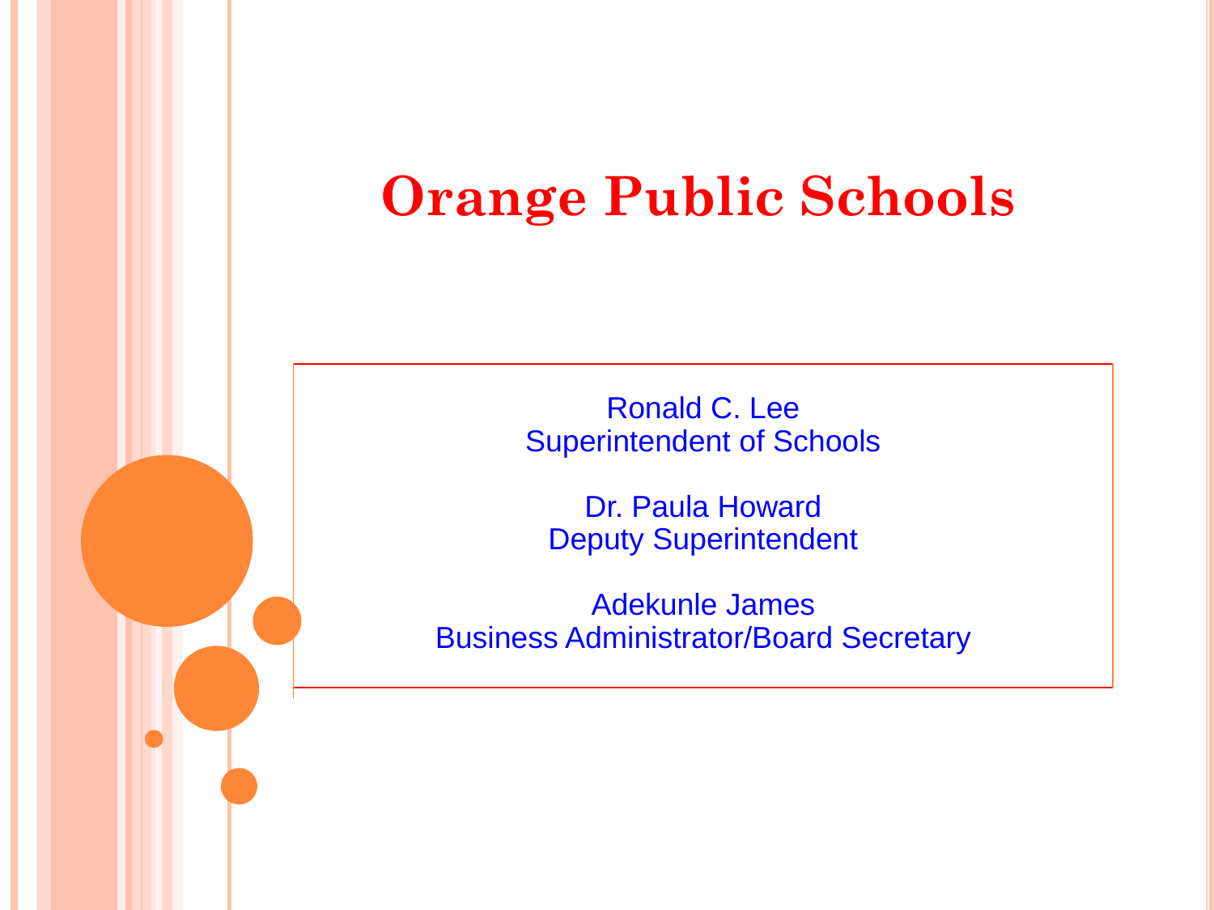# Orange Public Schools

Ronald C. Lee
Superintendent of Schools

Dr. Paula Howard
Deputy Superintendent

Adekunle James
Business Administrator/Board Secretary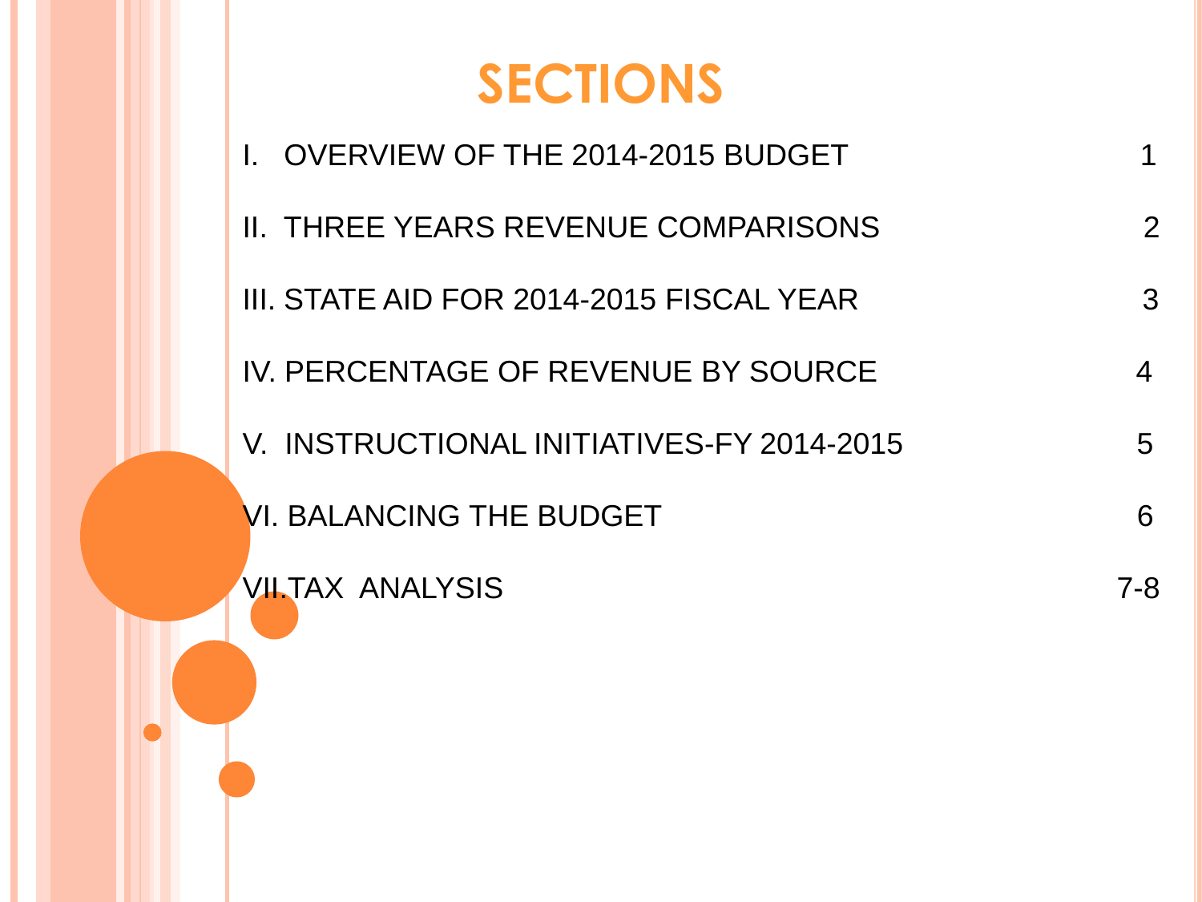# SECTIONS

| | |
|---|---|
| I. OVERVIEW OF THE 2014-2015 BUDGET | 1 |
| II. THREE YEARS REVENUE COMPARISONS | 2 |
| III. STATE AID FOR 2014-2015 FISCAL YEAR | 3 |
| IV. PERCENTAGE OF REVENUE BY SOURCE | 4 |
| V. INSTRUCTIONAL INITIATIVES-FY 2014-2015 | 5 |
| VI. BALANCING THE BUDGET | 6 |
| VII.TAX ANALYSIS | 7-8 |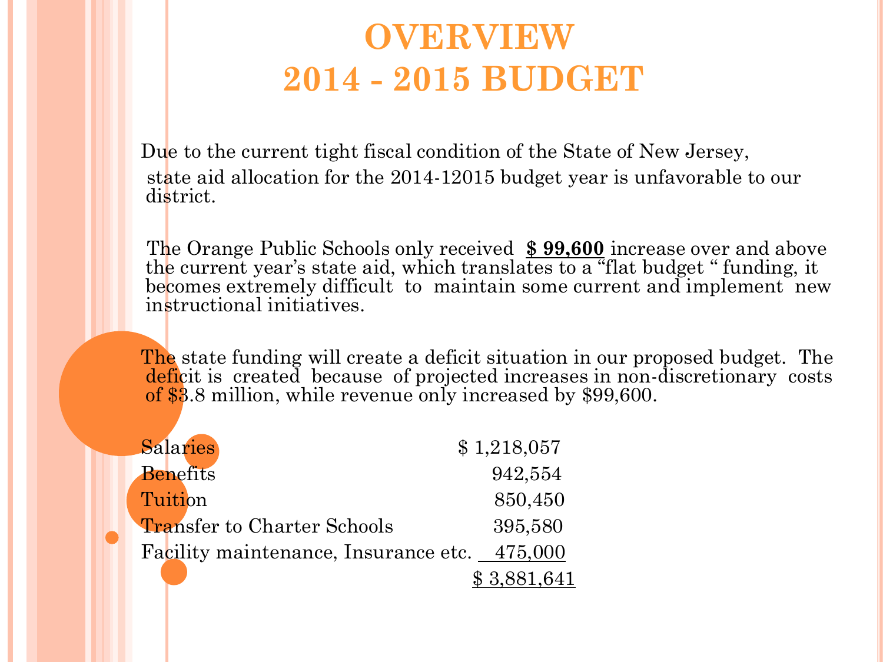# OVERVIEW
# 2014 - 2015 BUDGET

Due to the current tight fiscal condition of the State of New Jersey, state aid allocation for the 2014-12015 budget year is unfavorable to our district.

The Orange Public Schools only received **$ 99,600** increase over and above the current year's state aid, which translates to a "flat budget " funding, it becomes extremely difficult to maintain some current and implement new instructional initiatives.

The state funding will create a deficit situation in our proposed budget. The deficit is created because of projected increases in non-discretionary costs of $3.8 million, while revenue only increased by $99,600.

| | |
|---|---|
| Salaries | $ 1,218,057 |
| Benefits | 942,554 |
| Tuition | 850,450 |
| Transfer to Charter Schools | 395,580 |
| Facility maintenance, Insurance etc. | 475,000 |
| | $ 3,881,641 |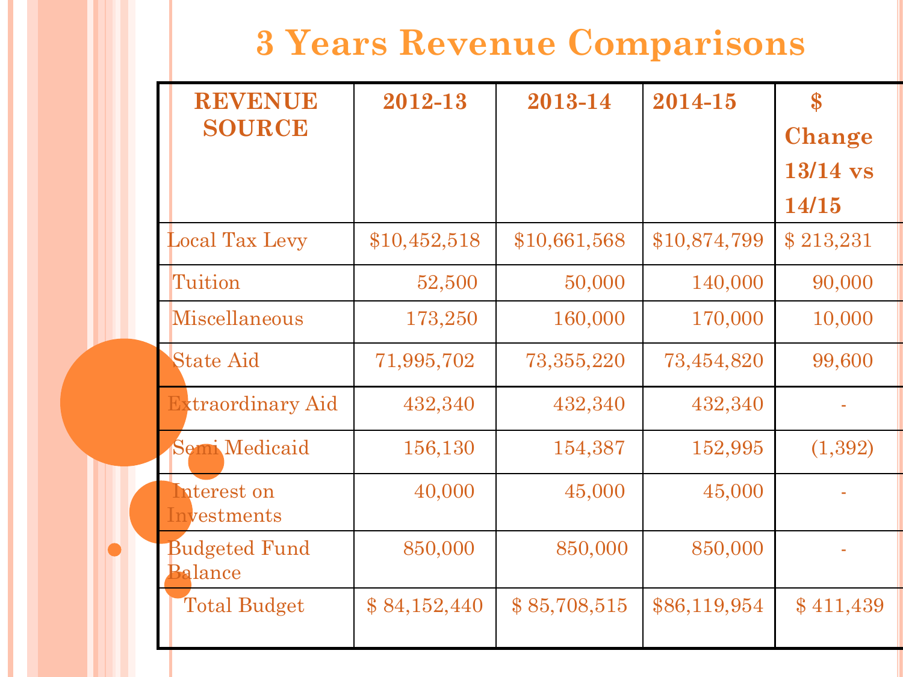# 3 Years Revenue Comparisons

| REVENUE SOURCE | 2012-13 | 2013-14 | 2014-15 | $ Change 13/14 vs 14/15 |
|---|---|---|---|---|
| Local Tax Levy | $10,452,518 | $10,661,568 | $10,874,799 | $ 213,231 |
| Tuition | 52,500 | 50,000 | 140,000 | 90,000 |
| Miscellaneous | 173,250 | 160,000 | 170,000 | 10,000 |
| State Aid | 71,995,702 | 73,355,220 | 73,454,820 | 99,600 |
| Extraordinary Aid | 432,340 | 432,340 | 432,340 | - |
| Semi Medicaid | 156,130 | 154,387 | 152,995 | (1,392) |
| Interest on Investments | 40,000 | 45,000 | 45,000 | - |
| Budgeted Fund Balance | 850,000 | 850,000 | 850,000 | - |
| Total Budget | $ 84,152,440 | $ 85,708,515 | $86,119,954 | $ 411,439 |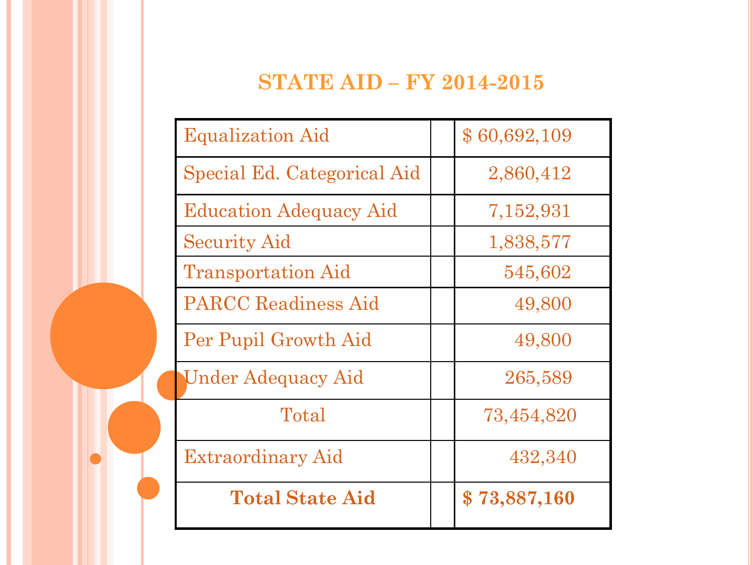# STATE AID – FY 2014-2015

| | | |
|---|---|---|
| Equalization Aid | | $ 60,692,109 |
| Special Ed. Categorical Aid | | 2,860,412 |
| Education Adequacy Aid | | 7,152,931 |
| Security Aid | | 1,838,577 |
| Transportation Aid | | 545,602 |
| PARCC Readiness Aid | | 49,800 |
| Per Pupil Growth Aid | | 49,800 |
| Under Adequacy Aid | | 265,589 |
| Total | | 73,454,820 |
| Extraordinary Aid | | 432,340 |
| **Total State Aid** | | **$ 73,887,160** |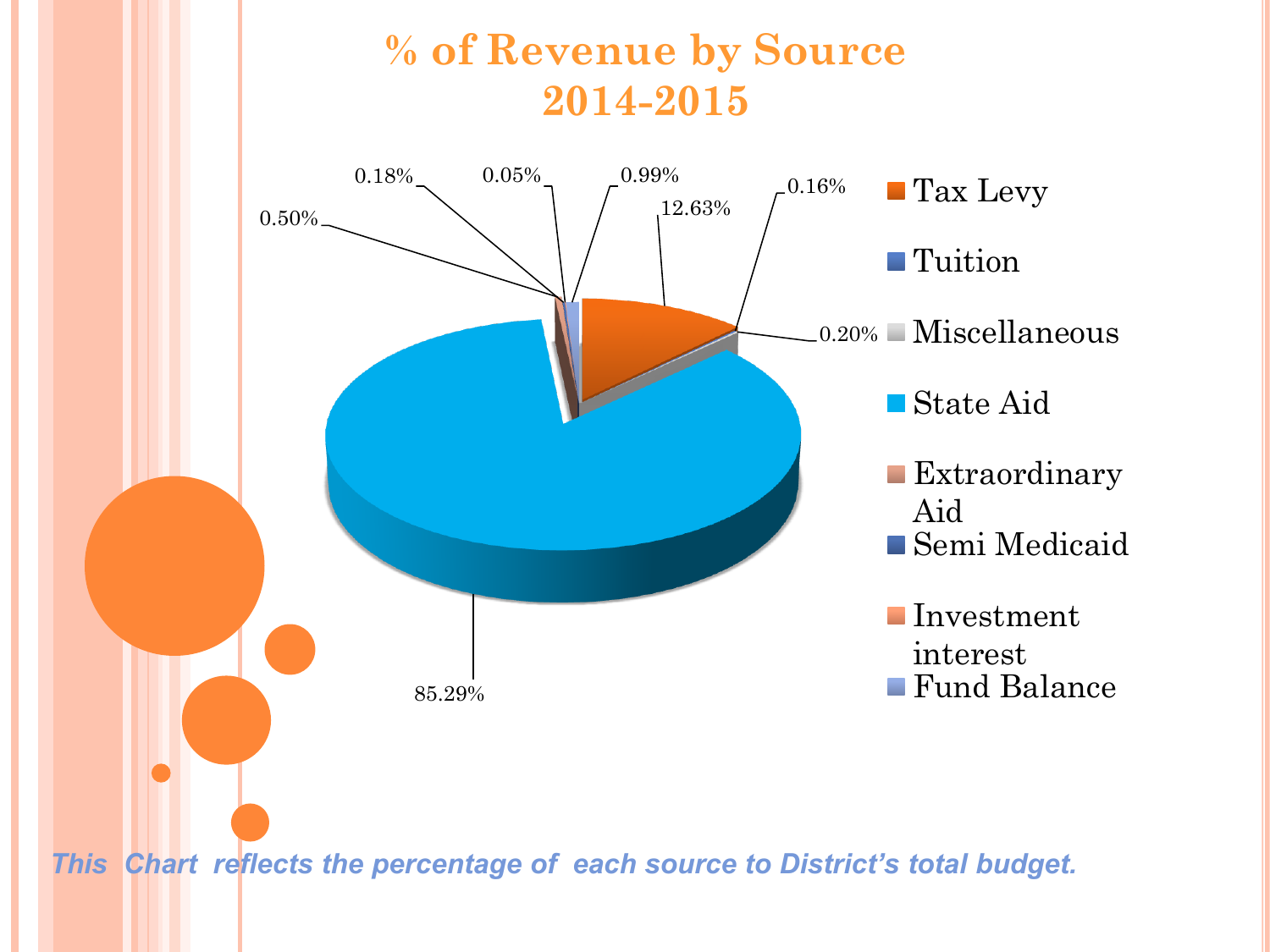# % of Revenue by Source 2014-2015

| Source | % |
|---|---|
| Tax Levy | 12.63% |
| Tuition | 0.16% |
| Miscellaneous | 0.20% |
| State Aid | 85.29% |
| Extraordinary Aid | 0.50% |
| Semi Medicaid | 0.18% |
| Investment interest | 0.05% |
| Fund Balance | 0.99% |

*This Chart reflects the percentage of each source to District's total budget.*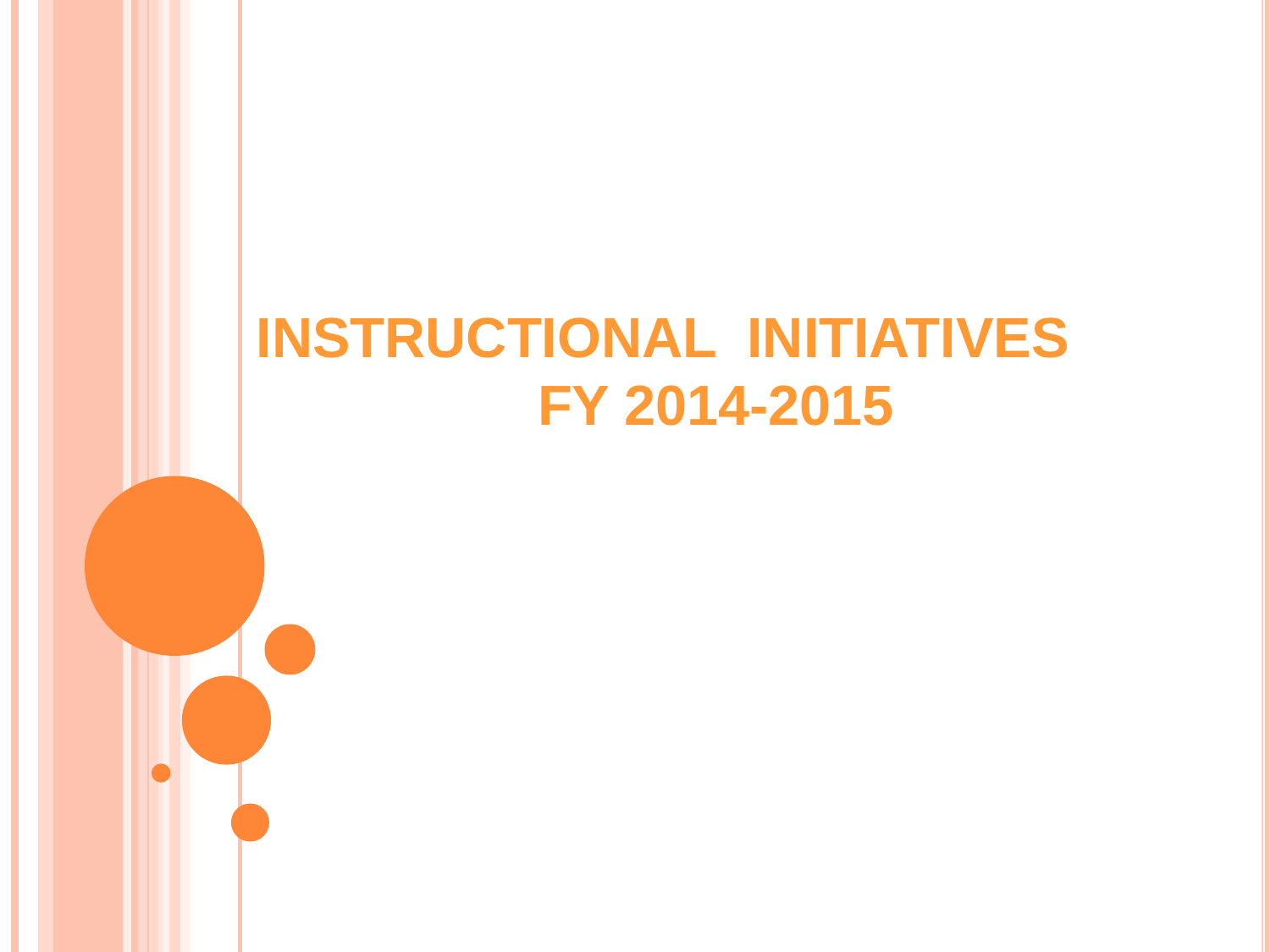# INSTRUCTIONAL INITIATIVES FY 2014-2015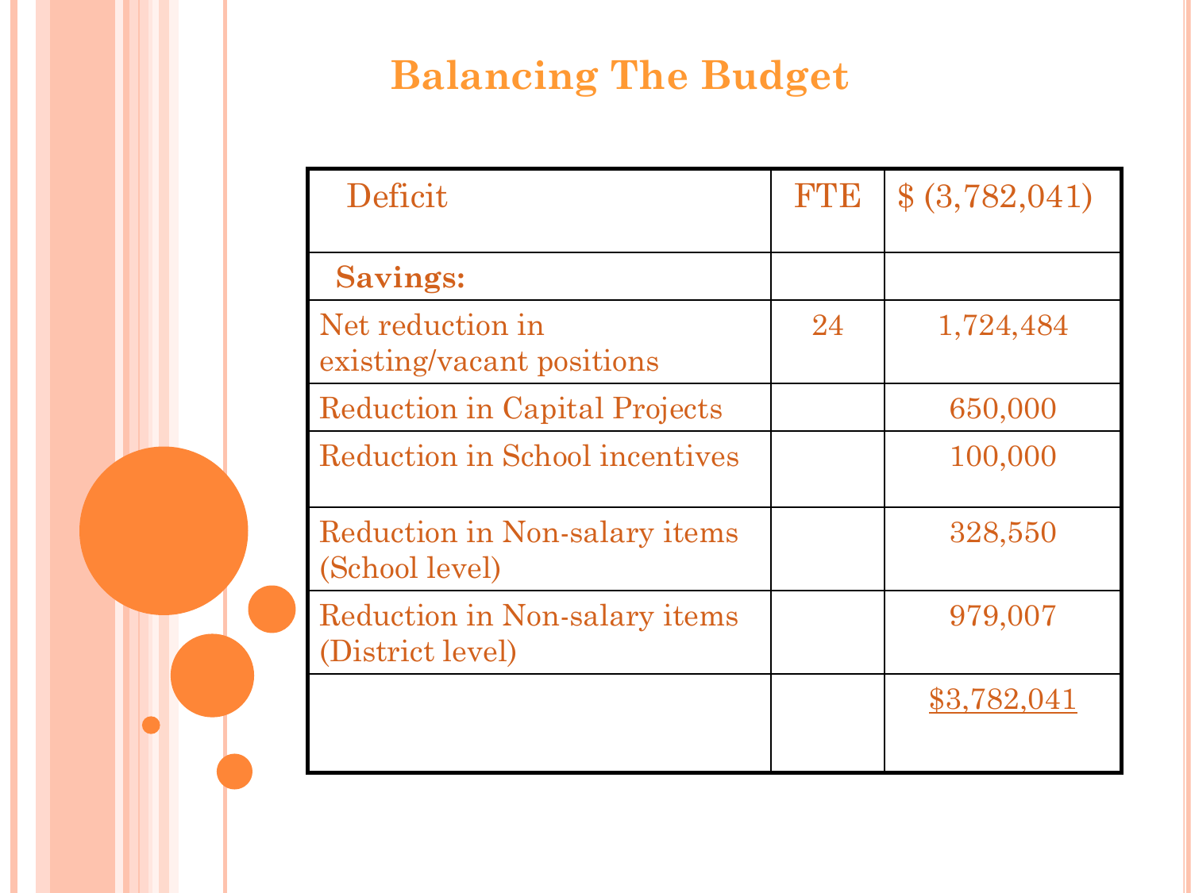# Balancing The Budget

| Deficit | FTE | $ (3,782,041) |
|---|---|---|
| **Savings:** | | |
| Net reduction in existing/vacant positions | 24 | 1,724,484 |
| Reduction in Capital Projects | | 650,000 |
| Reduction in School incentives | | 100,000 |
| Reduction in Non-salary items (School level) | | 328,550 |
| Reduction in Non-salary items (District level) | | 979,007 |
| | | $3,782,041 |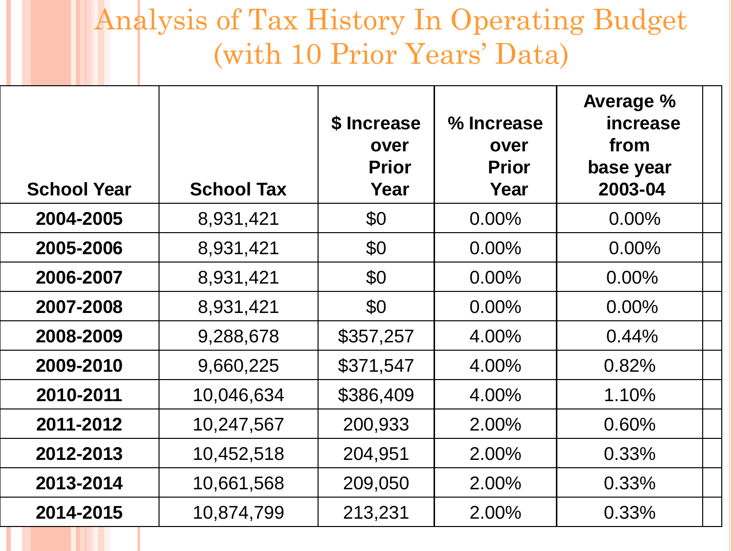# Analysis of Tax History In Operating Budget (with 10 Prior Years' Data)

| School Year | School Tax | $ Increase over Prior Year | % Increase over Prior Year | Average % increase from base year 2003-04 | |
|---|---|---|---|---|---|
| 2004-2005 | 8,931,421 | $0 | 0.00% | 0.00% | |
| 2005-2006 | 8,931,421 | $0 | 0.00% | 0.00% | |
| 2006-2007 | 8,931,421 | $0 | 0.00% | 0.00% | |
| 2007-2008 | 8,931,421 | $0 | 0.00% | 0.00% | |
| 2008-2009 | 9,288,678 | $357,257 | 4.00% | 0.44% | |
| 2009-2010 | 9,660,225 | $371,547 | 4.00% | 0.82% | |
| 2010-2011 | 10,046,634 | $386,409 | 4.00% | 1.10% | |
| 2011-2012 | 10,247,567 | 200,933 | 2.00% | 0.60% | |
| 2012-2013 | 10,452,518 | 204,951 | 2.00% | 0.33% | |
| 2013-2014 | 10,661,568 | 209,050 | 2.00% | 0.33% | |
| 2014-2015 | 10,874,799 | 213,231 | 2.00% | 0.33% | |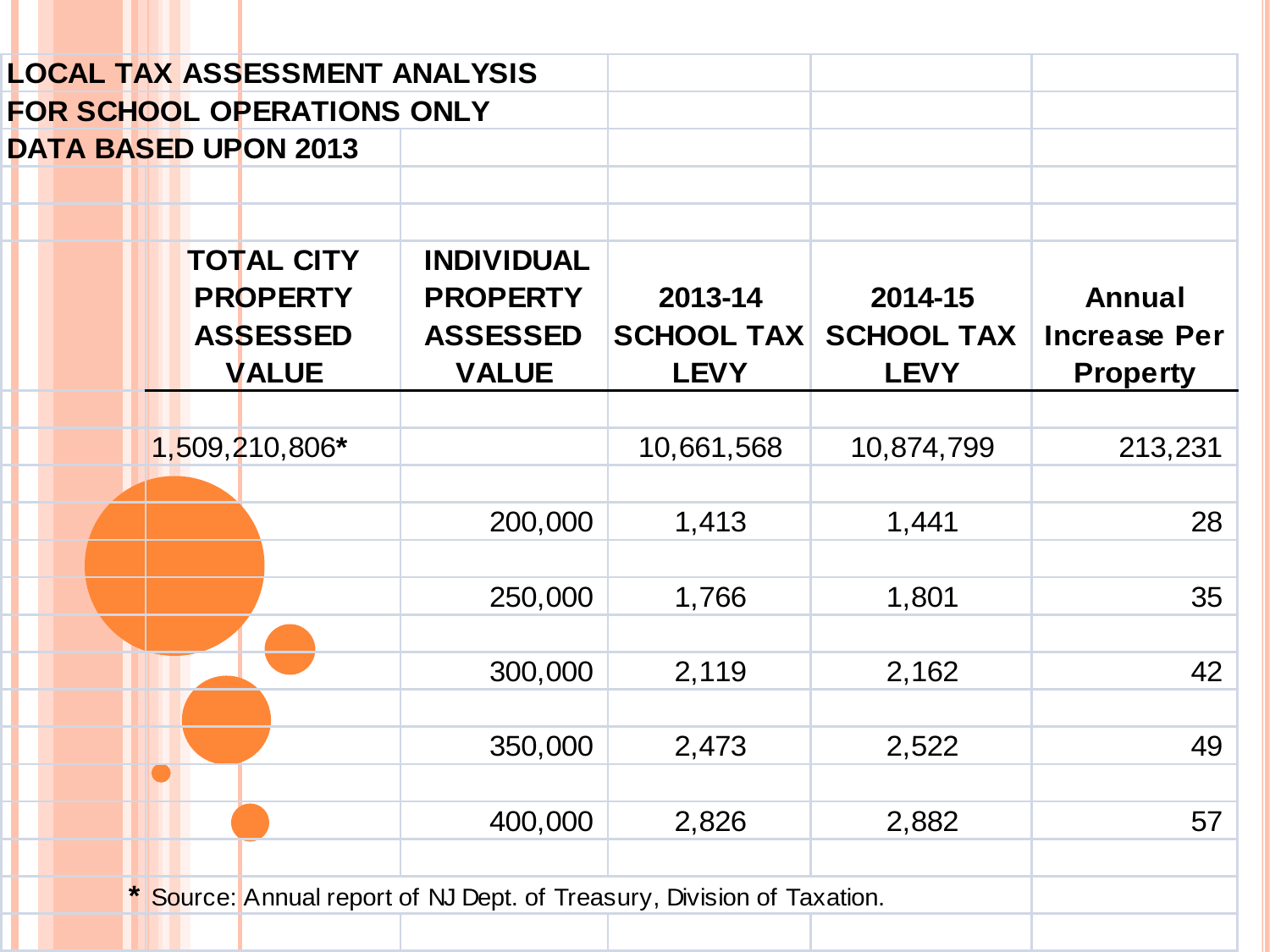**LOCAL TAX ASSESSMENT ANALYSIS**
**FOR SCHOOL OPERATIONS ONLY**
**DATA BASED UPON 2013**

| TOTAL CITY PROPERTY ASSESSED VALUE | INDIVIDUAL PROPERTY ASSESSED VALUE | 2013-14 SCHOOL TAX LEVY | 2014-15 SCHOOL TAX LEVY | Annual Increase Per Property |
|---|---|---|---|---|
| 1,509,210,806* | | 10,661,568 | 10,874,799 | 213,231 |
| | 200,000 | 1,413 | 1,441 | 28 |
| | 250,000 | 1,766 | 1,801 | 35 |
| | 300,000 | 2,119 | 2,162 | 42 |
| | 350,000 | 2,473 | 2,522 | 49 |
| | 400,000 | 2,826 | 2,882 | 57 |

* Source: Annual report of NJ Dept. of Treasury, Division of Taxation.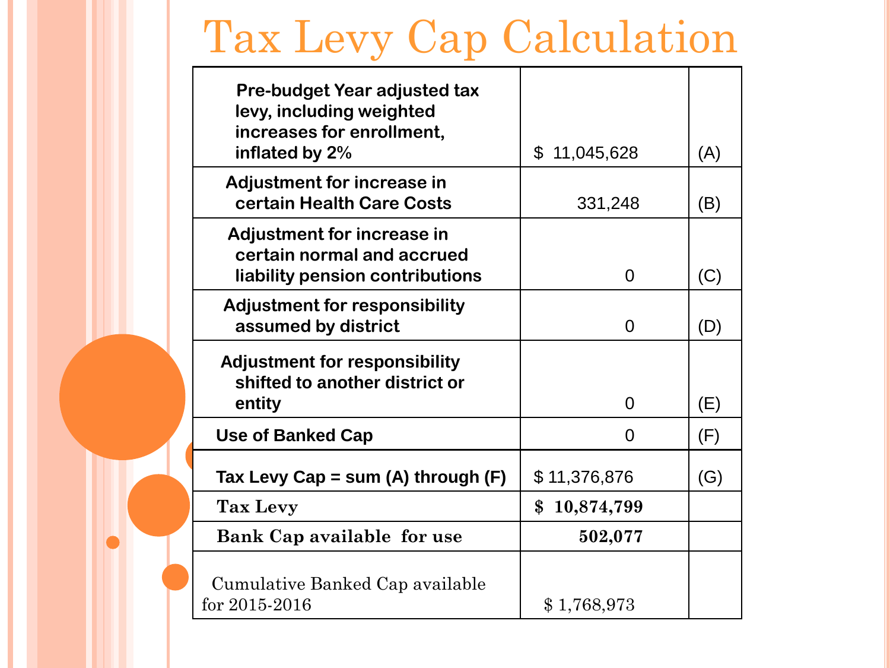# Tax Levy Cap Calculation

| | | |
|---|---|---|
| **Pre-budget Year adjusted tax levy, including weighted increases for enrollment, inflated by 2%** | $ 11,045,628 | (A) |
| **Adjustment for increase in certain Health Care Costs** | 331,248 | (B) |
| **Adjustment for increase in certain normal and accrued liability pension contributions** | 0 | (C) |
| **Adjustment for responsibility assumed by district** | 0 | (D) |
| **Adjustment for responsibility shifted to another district or entity** | 0 | (E) |
| **Use of Banked Cap** | 0 | (F) |
| **Tax Levy Cap = sum (A) through (F)** | $ 11,376,876 | (G) |
| **Tax Levy** | **$ 10,874,799** | |
| **Bank Cap available for use** | **502,077** | |
| Cumulative Banked Cap available for 2015-2016 | $ 1,768,973 | |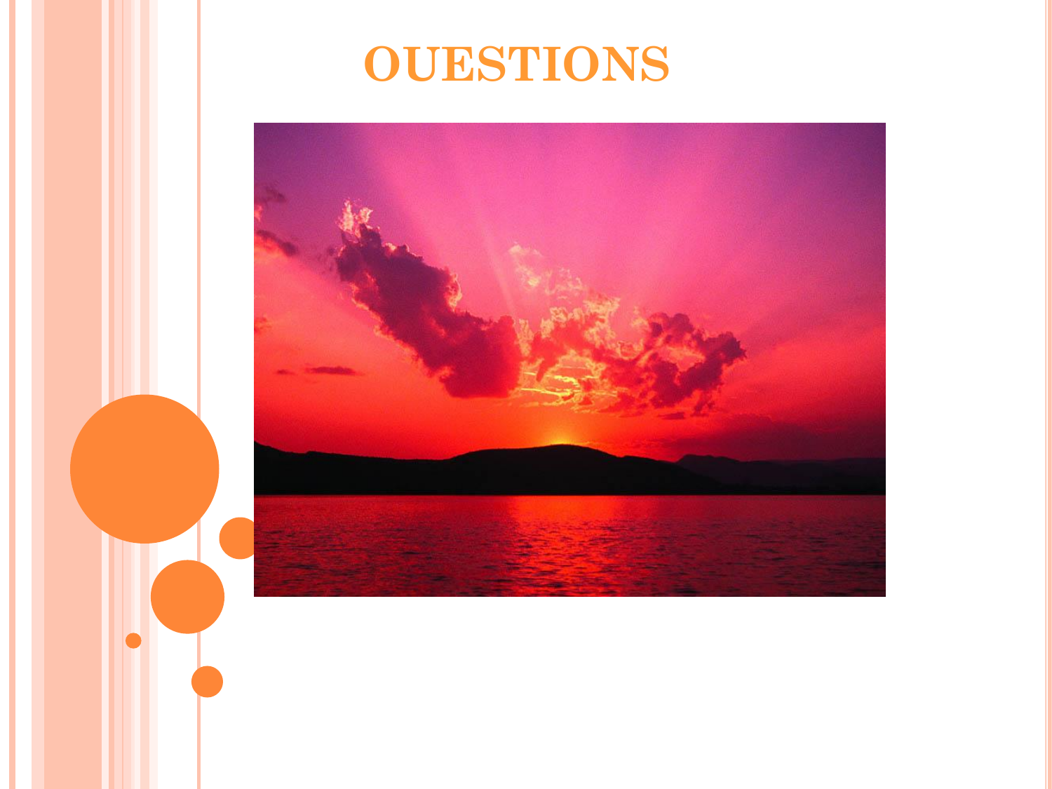# OUESTIONS